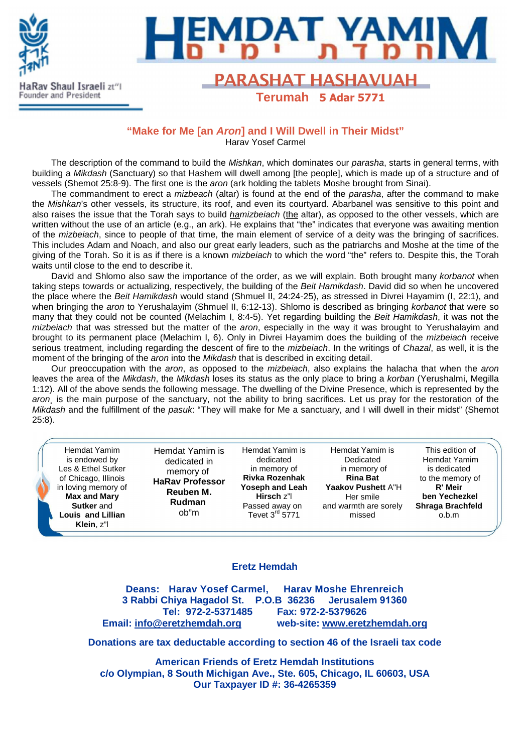HaRav Shaul Israeli zt"l
Founder and President

# HEMDAT YAMIM

## PARASHAT HASHAVUAH

**Terumah 5 Adar 5771**

### "Make for Me [an *Aron*] and I Will Dwell in Their Midst"

Harav Yosef Carmel

The description of the command to build the *Mishkan*, which dominates our *parasha*, starts in general terms, with building a *Mikdash* (Sanctuary) so that Hashem will dwell among [the people], which is made up of a structure and of vessels (Shemot 25:8-9). The first one is the *aron* (ark holding the tablets Moshe brought from Sinai).

The commandment to erect a *mizbeach* (altar) is found at the end of the *parasha*, after the command to make the *Mishkan*'s other vessels, its structure, its roof, and even its courtyard. Abarbanel was sensitive to this point and also raises the issue that the Torah says to build ha*mizbeiach* (the altar), as opposed to the other vessels, which are written without the use of an article (e.g., an ark). He explains that "the" indicates that everyone was awaiting mention of the *mizbeiach*, since to people of that time, the main element of service of a deity was the bringing of sacrifices. This includes Adam and Noach, and also our great early leaders, such as the patriarchs and Moshe at the time of the giving of the Torah. So it is as if there is a known *mizbeiach* to which the word "the" refers to. Despite this, the Torah waits until close to the end to describe it.

David and Shlomo also saw the importance of the order, as we will explain. Both brought many *korbanot* when taking steps towards or actualizing, respectively, the building of the *Beit Hamikdash*. David did so when he uncovered the place where the *Beit Hamikdash* would stand (Shmuel II, 24:24-25), as stressed in Divrei Hayamim (I, 22:1), and when bringing the *aron* to Yerushalayim (Shmuel II, 6:12-13). Shlomo is described as bringing *korbanot* that were so many that they could not be counted (Melachim I, 8:4-5). Yet regarding building the *Beit Hamikdash*, it was not the *mizbeiach* that was stressed but the matter of the *aron*, especially in the way it was brought to Yerushalayim and brought to its permanent place (Melachim I, 6). Only in Divrei Hayamim does the building of the *mizbeiach* receive serious treatment, including regarding the descent of fire to the *mizbeiach*. In the writings of *Chazal*, as well, it is the moment of the bringing of the *aron* into the *Mikdash* that is described in exciting detail.

Our preoccupation with the *aron*, as opposed to the *mizbeiach*, also explains the halacha that when the *aron* leaves the area of the *Mikdash*, the *Mikdash* loses its status as the only place to bring a *korban* (Yerushalmi, Megilla 1:12). All of the above sends the following message. The dwelling of the Divine Presence, which is represented by the *aron*¸ is the main purpose of the sanctuary, not the ability to bring sacrifices. Let us pray for the restoration of the *Mikdash* and the fulfillment of the *pasuk*: "They will make for Me a sanctuary, and I will dwell in their midst" (Shemot 25:8).

| | | | | |
|---|---|---|---|---|
| Hemdat Yamim is endowed by Les & Ethel Sutker of Chicago, Illinois in loving memory of **Max and Mary Sutker** and **Louis and Lillian Klein**, z"l | Hemdat Yamim is dedicated in memory of **HaRav Professor Reuben M. Rudman** ob"m | Hemdat Yamim is dedicated in memory of **Rivka Rozenhak Yoseph and Leah Hirsch** z"l Passed away on Tevet 3rd 5771 | Hemdat Yamim is Dedicated in memory of **Rina Bat Yaakov Pushett** A"H Her smile and warmth are sorely missed | This edition of Hemdat Yamim is dedicated to the memory of **R' Meir ben Yechezkel Shraga Brachfeld** o.b.m |

**Eretz Hemdah**

**Deans: Harav Yosef Carmel, Harav Moshe Ehrenreich**
**3 Rabbi Chiya Hagadol St. P.O.B 36236 Jerusalem 91360**
**Tel: 972-2-5371485 Fax: 972-2-5379626**
**Email: info@eretzhemdah.org web-site: www.eretzhemdah.org**

**Donations are tax deductable according to section 46 of the Israeli tax code**

**American Friends of Eretz Hemdah Institutions**
**c/o Olympian, 8 South Michigan Ave., Ste. 605, Chicago, IL 60603, USA**
**Our Taxpayer ID #: 36-4265359**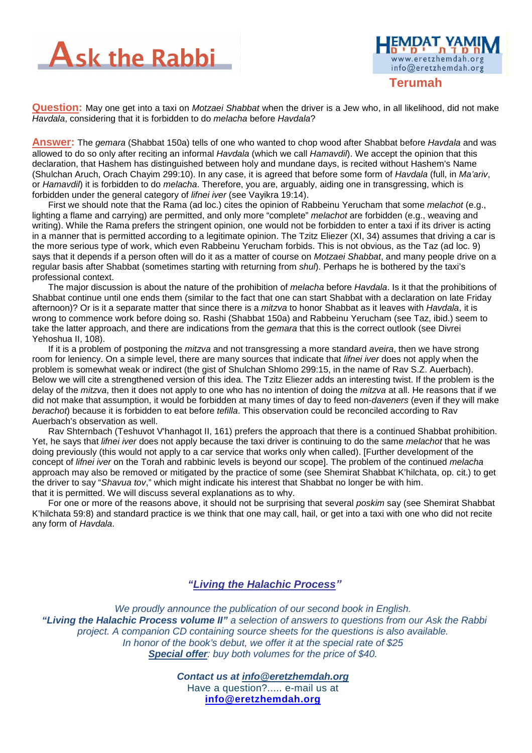# Ask the Rabbi

**Terumah**

**Question:** May one get into a taxi on *Motzaei Shabbat* when the driver is a Jew who, in all likelihood, did not make *Havdala*, considering that it is forbidden to do *melacha* before *Havdala*?

**Answer:** The *gemara* (Shabbat 150a) tells of one who wanted to chop wood after Shabbat before *Havdala* and was allowed to do so only after reciting an informal *Havdala* (which we call *Hamavdil*). We accept the opinion that this declaration, that Hashem has distinguished between holy and mundane days, is recited without Hashem's Name (Shulchan Aruch, Orach Chayim 299:10). In any case, it is agreed that before some form of *Havdala* (full, in *Ma'ariv*, or *Hamavdil*) it is forbidden to do *melacha*. Therefore, you are, arguably, aiding one in transgressing, which is forbidden under the general category of *lifnei iver* (see Vayikra 19:14).

First we should note that the Rama (ad loc.) cites the opinion of Rabbeinu Yerucham that some *melachot* (e.g., lighting a flame and carrying) are permitted, and only more "complete" *melachot* are forbidden (e.g., weaving and writing). While the Rama prefers the stringent opinion, one would not be forbidden to enter a taxi if its driver is acting in a manner that is permitted according to a legitimate opinion. The Tzitz Eliezer (XI, 34) assumes that driving a car is the more serious type of work, which even Rabbeinu Yerucham forbids. This is not obvious, as the Taz (ad loc. 9) says that it depends if a person often will do it as a matter of course on *Motzaei Shabbat*, and many people drive on a regular basis after Shabbat (sometimes starting with returning from *shul*). Perhaps he is bothered by the taxi's professional context.

The major discussion is about the nature of the prohibition of *melacha* before *Havdala*. Is it that the prohibitions of Shabbat continue until one ends them (similar to the fact that one can start Shabbat with a declaration on late Friday afternoon)? Or is it a separate matter that since there is a *mitzva* to honor Shabbat as it leaves with *Havdala*, it is wrong to commence work before doing so. Rashi (Shabbat 150a) and Rabbeinu Yerucham (see Taz, ibid.) seem to take the latter approach, and there are indications from the *gemara* that this is the correct outlook (see Divrei Yehoshua II, 108).

If it is a problem of postponing the *mitzva* and not transgressing a more standard *aveira*, then we have strong room for leniency. On a simple level, there are many sources that indicate that *lifnei iver* does not apply when the problem is somewhat weak or indirect (the gist of Shulchan Shlomo 299:15, in the name of Rav S.Z. Auerbach). Below we will cite a strengthened version of this idea. The Tzitz Eliezer adds an interesting twist. If the problem is the delay of the *mitzva*, then it does not apply to one who has no intention of doing the *mitzva* at all. He reasons that if we did not make that assumption, it would be forbidden at many times of day to feed non-*daveners* (even if they will make *berachot*) because it is forbidden to eat before *tefilla*. This observation could be reconciled according to Rav Auerbach's observation as well.

Rav Shternbach (Teshuvot V'hanhagot II, 161) prefers the approach that there is a continued Shabbat prohibition. Yet, he says that *lifnei iver* does not apply because the taxi driver is continuing to do the same *melachot* that he was doing previously (this would not apply to a car service that works only when called). [Further development of the concept of *lifnei iver* on the Torah and rabbinic levels is beyond our scope]. The problem of the continued *melacha* approach may also be removed or mitigated by the practice of some (see Shemirat Shabbat K'hilchata, op. cit.) to get the driver to say "*Shavua tov*," which might indicate his interest that Shabbat no longer be with him. that it is permitted. We will discuss several explanations as to why.

For one or more of the reasons above, it should not be surprising that several *poskim* say (see Shemirat Shabbat K'hilchata 59:8) and standard practice is we think that one may call, hail, or get into a taxi with one who did not recite any form of *Havdala*.

***"Living the Halachic Process"***

*We proudly announce the publication of our second book in English.*
***"Living the Halachic Process volume II"** a selection of answers to questions from our Ask the Rabbi project. A companion CD containing source sheets for the questions is also available.*
*In honor of the book's debut, we offer it at the special rate of $25*
***Special offer**: buy both volumes for the price of $40.*

***Contact us at info@eretzhemdah.org***
Have a question?..... e-mail us at
**info@eretzhemdah.org**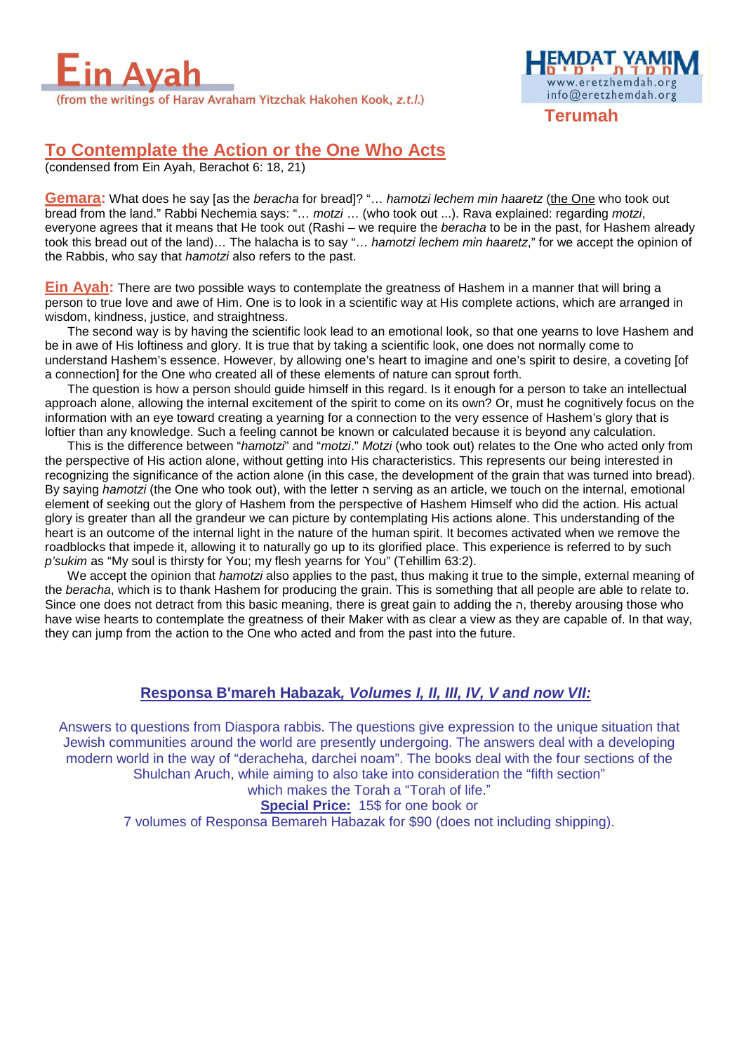# Ein Ayah

(from the writings of Harav Avraham Yitzchak Hakohen Kook, *z.t.l.*)

HEMDAT YAMIM
www.eretzhemdah.org
info@eretzhemdah.org

**Terumah**

## To Contemplate the Action or the One Who Acts

(condensed from Ein Ayah, Berachot 6: 18, 21)

**Gemara:** What does he say [as the *beracha* for bread]? "… *hamotzi lechem min haaretz* (the One who took out bread from the land." Rabbi Nechemia says: "… *motzi* … (who took out ...). Rava explained: regarding *motzi*, everyone agrees that it means that He took out (Rashi – we require the *beracha* to be in the past, for Hashem already took this bread out of the land)… The halacha is to say "… *hamotzi lechem min haaretz*," for we accept the opinion of the Rabbis, who say that *hamotzi* also refers to the past.

**Ein Ayah:** There are two possible ways to contemplate the greatness of Hashem in a manner that will bring a person to true love and awe of Him. One is to look in a scientific way at His complete actions, which are arranged in wisdom, kindness, justice, and straightness.

The second way is by having the scientific look lead to an emotional look, so that one yearns to love Hashem and be in awe of His loftiness and glory. It is true that by taking a scientific look, one does not normally come to understand Hashem's essence. However, by allowing one's heart to imagine and one's spirit to desire, a coveting [of a connection] for the One who created all of these elements of nature can sprout forth.

The question is how a person should guide himself in this regard. Is it enough for a person to take an intellectual approach alone, allowing the internal excitement of the spirit to come on its own? Or, must he cognitively focus on the information with an eye toward creating a yearning for a connection to the very essence of Hashem's glory that is loftier than any knowledge. Such a feeling cannot be known or calculated because it is beyond any calculation.

This is the difference between "*hamotzi*" and "*motzi*." *Motzi* (who took out) relates to the One who acted only from the perspective of His action alone, without getting into His characteristics. This represents our being interested in recognizing the significance of the action alone (in this case, the development of the grain that was turned into bread). By saying *hamotzi* (the One who took out), with the letter ה serving as an article, we touch on the internal, emotional element of seeking out the glory of Hashem from the perspective of Hashem Himself who did the action. His actual glory is greater than all the grandeur we can picture by contemplating His actions alone. This understanding of the heart is an outcome of the internal light in the nature of the human spirit. It becomes activated when we remove the roadblocks that impede it, allowing it to naturally go up to its glorified place. This experience is referred to by such *p'sukim* as "My soul is thirsty for You; my flesh yearns for You" (Tehillim 63:2).

We accept the opinion that *hamotzi* also applies to the past, thus making it true to the simple, external meaning of the *beracha*, which is to thank Hashem for producing the grain. This is something that all people are able to relate to. Since one does not detract from this basic meaning, there is great gain to adding the ה, thereby arousing those who have wise hearts to contemplate the greatness of their Maker with as clear a view as they are capable of. In that way, they can jump from the action to the One who acted and from the past into the future.

## Responsa B'mareh Habazak, *Volumes I, II, III, IV, V and now VII:*

Answers to questions from Diaspora rabbis. The questions give expression to the unique situation that Jewish communities around the world are presently undergoing. The answers deal with a developing modern world in the way of "deracheha, darchei noam". The books deal with the four sections of the Shulchan Aruch, while aiming to also take into consideration the "fifth section" which makes the Torah a "Torah of life."

**Special Price:** 15$ for one book or

7 volumes of Responsa Bemareh Habazak for $90 (does not including shipping).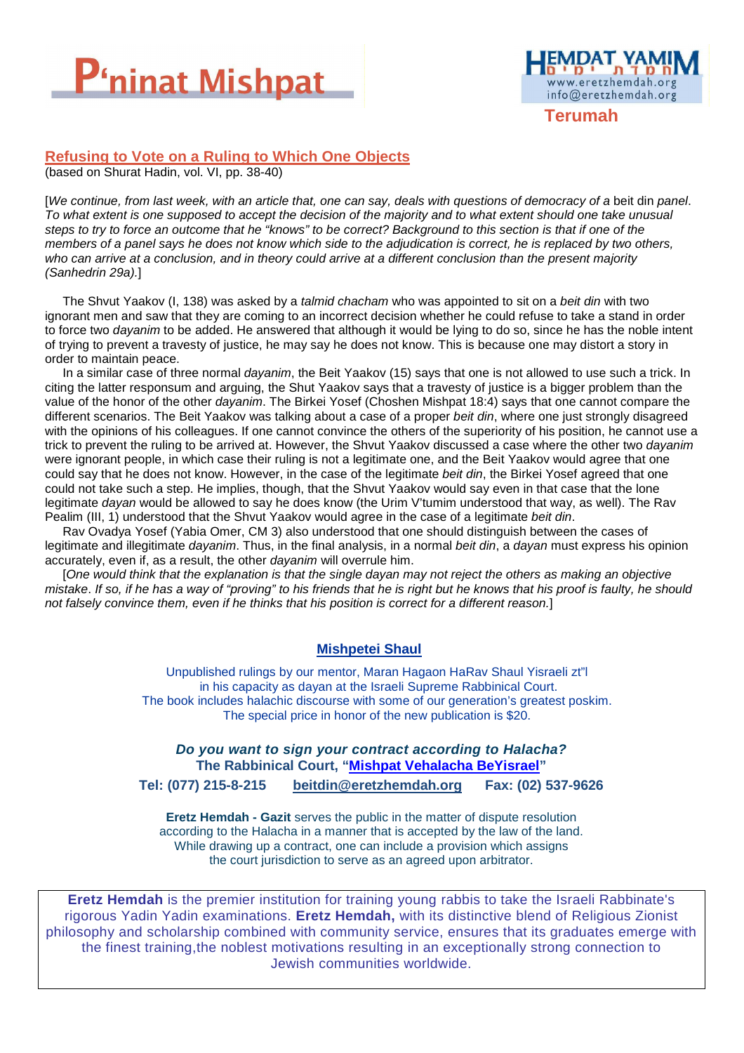# P'ninat Mishpat

**Terumah**

## Refusing to Vote on a Ruling to Which One Objects

(based on Shurat Hadin, vol. VI, pp. 38-40)

[*We continue, from last week, with an article that, one can say, deals with questions of democracy of a* beit din *panel. To what extent is one supposed to accept the decision of the majority and to what extent should one take unusual steps to try to force an outcome that he "knows" to be correct? Background to this section is that if one of the members of a panel says he does not know which side to the adjudication is correct, he is replaced by two others, who can arrive at a conclusion, and in theory could arrive at a different conclusion than the present majority (Sanhedrin 29a).*]

The Shvut Yaakov (I, 138) was asked by a *talmid chacham* who was appointed to sit on a *beit din* with two ignorant men and saw that they are coming to an incorrect decision whether he could refuse to take a stand in order to force two *dayanim* to be added. He answered that although it would be lying to do so, since he has the noble intent of trying to prevent a travesty of justice, he may say he does not know. This is because one may distort a story in order to maintain peace.

In a similar case of three normal *dayanim*, the Beit Yaakov (15) says that one is not allowed to use such a trick. In citing the latter responsum and arguing, the Shut Yaakov says that a travesty of justice is a bigger problem than the value of the honor of the other *dayanim*. The Birkei Yosef (Choshen Mishpat 18:4) says that one cannot compare the different scenarios. The Beit Yaakov was talking about a case of a proper *beit din*, where one just strongly disagreed with the opinions of his colleagues. If one cannot convince the others of the superiority of his position, he cannot use a trick to prevent the ruling to be arrived at. However, the Shvut Yaakov discussed a case where the other two *dayanim* were ignorant people, in which case their ruling is not a legitimate one, and the Beit Yaakov would agree that one could say that he does not know. However, in the case of the legitimate *beit din*, the Birkei Yosef agreed that one could not take such a step. He implies, though, that the Shvut Yaakov would say even in that case that the lone legitimate *dayan* would be allowed to say he does know (the Urim V'tumim understood that way, as well). The Rav Pealim (III, 1) understood that the Shvut Yaakov would agree in the case of a legitimate *beit din*.

Rav Ovadya Yosef (Yabia Omer, CM 3) also understood that one should distinguish between the cases of legitimate and illegitimate *dayanim*. Thus, in the final analysis, in a normal *beit din*, a *dayan* must express his opinion accurately, even if, as a result, the other *dayanim* will overrule him.

[*One would think that the explanation is that the single dayan may not reject the others as making an objective mistake. If so, if he has a way of "proving" to his friends that he is right but he knows that his proof is faulty, he should not falsely convince them, even if he thinks that his position is correct for a different reason.*]

### Mishpetei Shaul

Unpublished rulings by our mentor, Maran Hagaon HaRav Shaul Yisraeli zt"l
in his capacity as dayan at the Israeli Supreme Rabbinical Court.
The book includes halachic discourse with some of our generation's greatest poskim.
The special price in honor of the new publication is $20.

***Do you want to sign your contract according to Halacha?***
**The Rabbinical Court, "Mishpat Vehalacha BeYisrael"**
**Tel: (077) 215-8-215 beitdin@eretzhemdah.org Fax: (02) 537-9626**

**Eretz Hemdah - Gazit** serves the public in the matter of dispute resolution according to the Halacha in a manner that is accepted by the law of the land. While drawing up a contract, one can include a provision which assigns the court jurisdiction to serve as an agreed upon arbitrator.

**Eretz Hemdah** is the premier institution for training young rabbis to take the Israeli Rabbinate's rigorous Yadin Yadin examinations. **Eretz Hemdah,** with its distinctive blend of Religious Zionist philosophy and scholarship combined with community service, ensures that its graduates emerge with the finest training,the noblest motivations resulting in an exceptionally strong connection to Jewish communities worldwide.